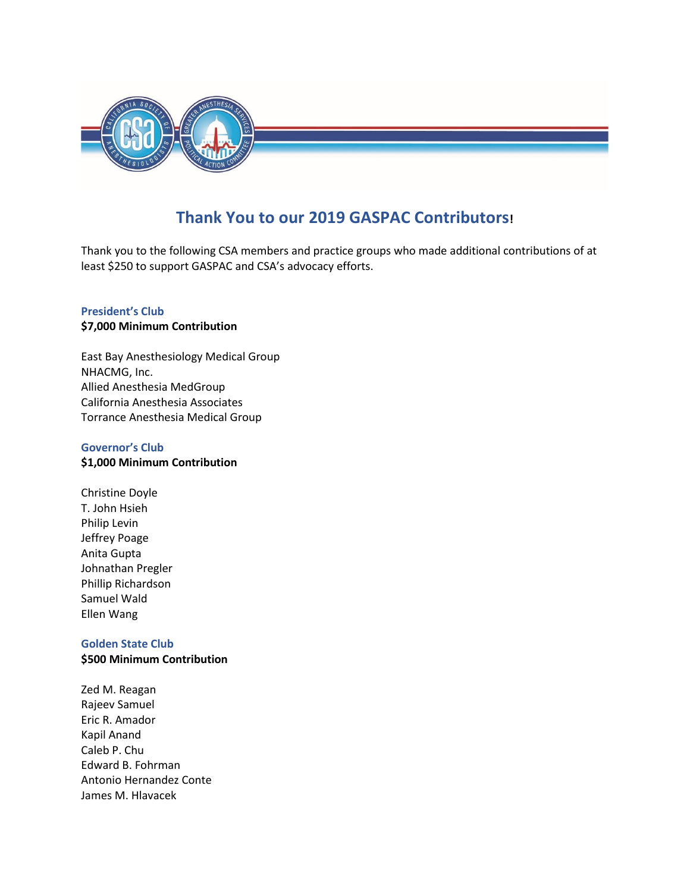# Thank You to our 2019 GASPAC Contributors!

Thank you to the following CSA members and practice groups who made additional contributions of at least $250 to support GASPAC and CSA's advocacy efforts.

### President's Club

**$7,000 Minimum Contribution**

East Bay Anesthesiology Medical Group
NHACMG, Inc.
Allied Anesthesia MedGroup
California Anesthesia Associates
Torrance Anesthesia Medical Group

### Governor's Club

**$1,000 Minimum Contribution**

Christine Doyle
T. John Hsieh
Philip Levin
Jeffrey Poage
Anita Gupta
Johnathan Pregler
Phillip Richardson
Samuel Wald
Ellen Wang

### Golden State Club

**$500 Minimum Contribution**

Zed M. Reagan
Rajeev Samuel
Eric R. Amador
Kapil Anand
Caleb P. Chu
Edward B. Fohrman
Antonio Hernandez Conte
James M. Hlavacek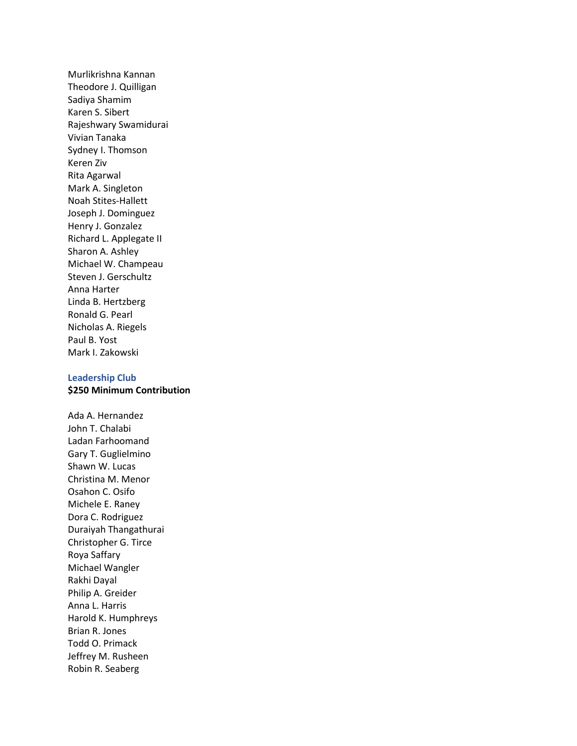Murlikrishna Kannan
Theodore J. Quilligan
Sadiya Shamim
Karen S. Sibert
Rajeshwary Swamidurai
Vivian Tanaka
Sydney I. Thomson
Keren Ziv
Rita Agarwal
Mark A. Singleton
Noah Stites-Hallett
Joseph J. Dominguez
Henry J. Gonzalez
Richard L. Applegate II
Sharon A. Ashley
Michael W. Champeau
Steven J. Gerschultz
Anna Harter
Linda B. Hertzberg
Ronald G. Pearl
Nicholas A. Riegels
Paul B. Yost
Mark I. Zakowski

### Leadership Club

**$250 Minimum Contribution**

Ada A. Hernandez
John T. Chalabi
Ladan Farhoomand
Gary T. Guglielmino
Shawn W. Lucas
Christina M. Menor
Osahon C. Osifo
Michele E. Raney
Dora C. Rodriguez
Duraiyah Thangathurai
Christopher G. Tirce
Roya Saffary
Michael Wangler
Rakhi Dayal
Philip A. Greider
Anna L. Harris
Harold K. Humphreys
Brian R. Jones
Todd O. Primack
Jeffrey M. Rusheen
Robin R. Seaberg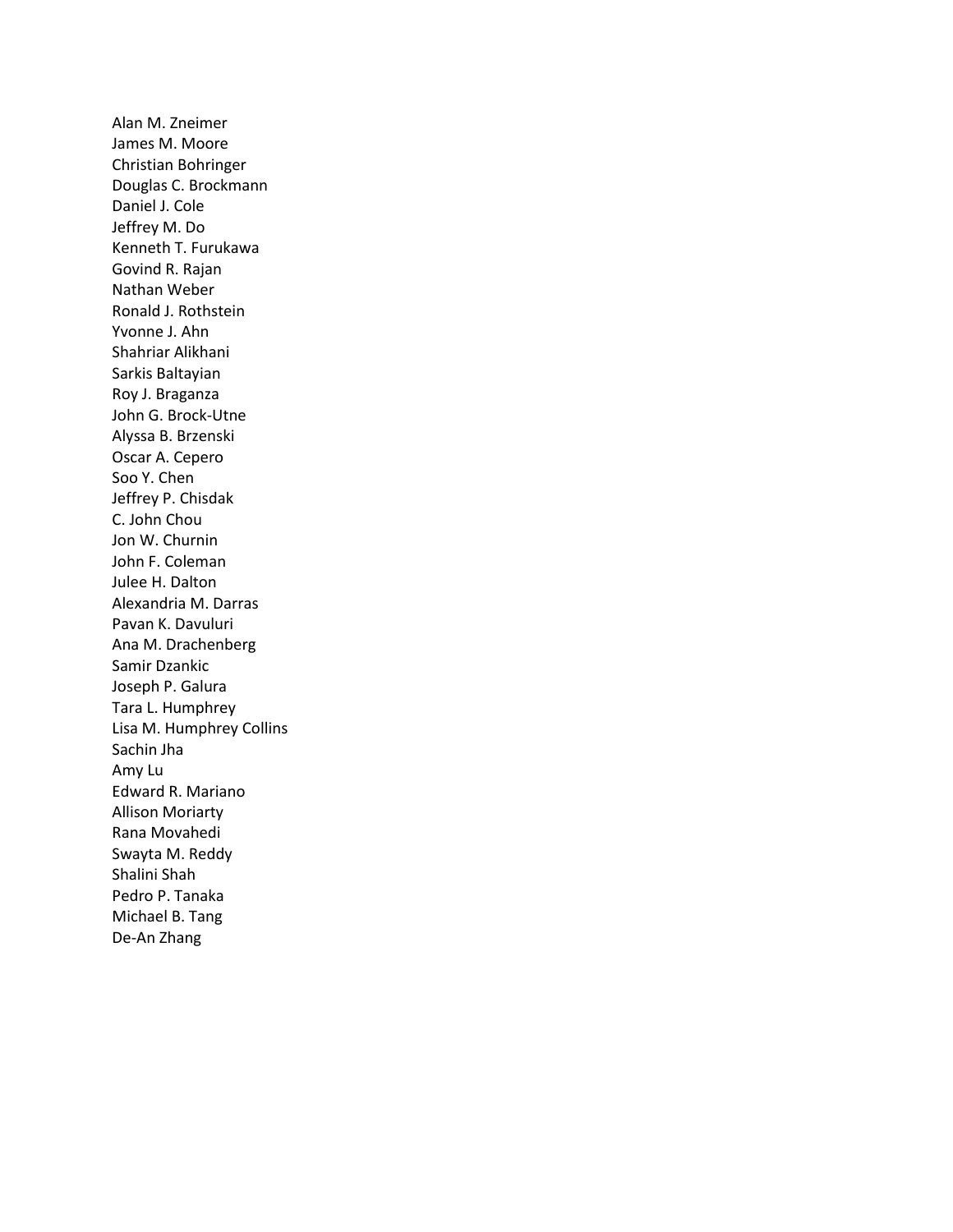Alan M. Zneimer
James M. Moore
Christian Bohringer
Douglas C. Brockmann
Daniel J. Cole
Jeffrey M. Do
Kenneth T. Furukawa
Govind R. Rajan
Nathan Weber
Ronald J. Rothstein
Yvonne J. Ahn
Shahriar Alikhani
Sarkis Baltayian
Roy J. Braganza
John G. Brock-Utne
Alyssa B. Brzenski
Oscar A. Cepero
Soo Y. Chen
Jeffrey P. Chisdak
C. John Chou
Jon W. Churnin
John F. Coleman
Julee H. Dalton
Alexandria M. Darras
Pavan K. Davuluri
Ana M. Drachenberg
Samir Dzankic
Joseph P. Galura
Tara L. Humphrey
Lisa M. Humphrey Collins
Sachin Jha
Amy Lu
Edward R. Mariano
Allison Moriarty
Rana Movahedi
Swayta M. Reddy
Shalini Shah
Pedro P. Tanaka
Michael B. Tang
De-An Zhang